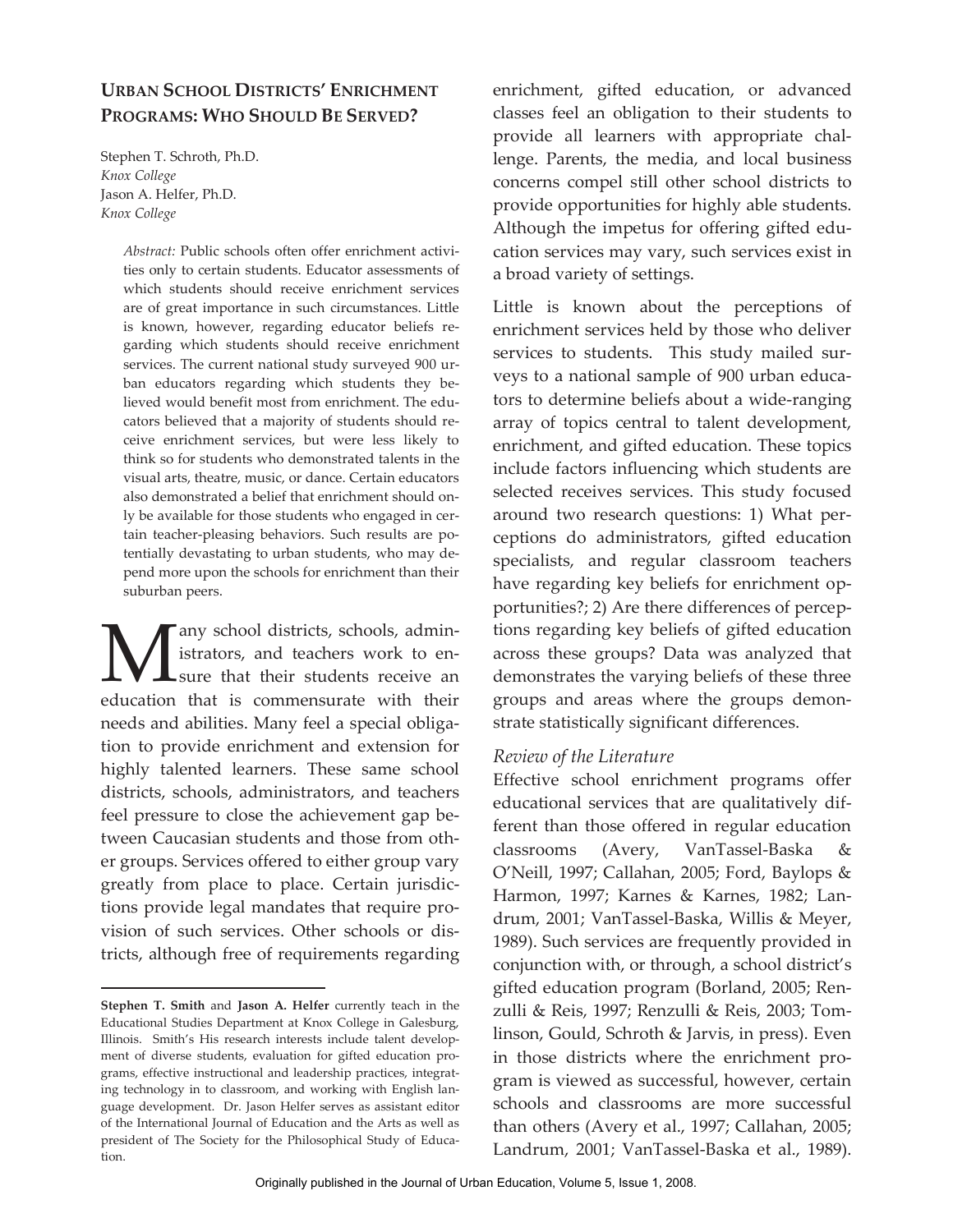# Urban School Districts' Enrichment Programs: Who Should Be Served?

Stephen T. Schroth, Ph.D.
*Knox College*
Jason A. Helfer, Ph.D.
*Knox College*

> *Abstract:* Public schools often offer enrichment activities only to certain students. Educator assessments of which students should receive enrichment services are of great importance in such circumstances. Little is known, however, regarding educator beliefs regarding which students should receive enrichment services. The current national study surveyed 900 urban educators regarding which students they believed would benefit most from enrichment. The educators believed that a majority of students should receive enrichment services, but were less likely to think so for students who demonstrated talents in the visual arts, theatre, music, or dance. Certain educators also demonstrated a belief that enrichment should only be available for those students who engaged in certain teacher-pleasing behaviors. Such results are potentially devastating to urban students, who may depend more upon the schools for enrichment than their suburban peers.

Many school districts, schools, administrators, and teachers work to ensure that their students receive an education that is commensurate with their needs and abilities. Many feel a special obligation to provide enrichment and extension for highly talented learners. These same school districts, schools, administrators, and teachers feel pressure to close the achievement gap between Caucasian students and those from other groups. Services offered to either group vary greatly from place to place. Certain jurisdictions provide legal mandates that require provision of such services. Other schools or districts, although free of requirements regarding enrichment, gifted education, or advanced classes feel an obligation to their students to provide all learners with appropriate challenge. Parents, the media, and local business concerns compel still other school districts to provide opportunities for highly able students. Although the impetus for offering gifted education services may vary, such services exist in a broad variety of settings.

Little is known about the perceptions of enrichment services held by those who deliver services to students. This study mailed surveys to a national sample of 900 urban educators to determine beliefs about a wide-ranging array of topics central to talent development, enrichment, and gifted education. These topics include factors influencing which students are selected receives services. This study focused around two research questions: 1) What perceptions do administrators, gifted education specialists, and regular classroom teachers have regarding key beliefs for enrichment opportunities?; 2) Are there differences of perceptions regarding key beliefs of gifted education across these groups? Data was analyzed that demonstrates the varying beliefs of these three groups and areas where the groups demonstrate statistically significant differences.

### *Review of the Literature*

Effective school enrichment programs offer educational services that are qualitatively different than those offered in regular education classrooms (Avery, VanTassel-Baska & O'Neill, 1997; Callahan, 2005; Ford, Baylops & Harmon, 1997; Karnes & Karnes, 1982; Landrum, 2001; VanTassel-Baska, Willis & Meyer, 1989). Such services are frequently provided in conjunction with, or through, a school district's gifted education program (Borland, 2005; Renzulli & Reis, 1997; Renzulli & Reis, 2003; Tomlinson, Gould, Schroth & Jarvis, in press). Even in those districts where the enrichment program is viewed as successful, however, certain schools and classrooms are more successful than others (Avery et al., 1997; Callahan, 2005; Landrum, 2001; VanTassel-Baska et al., 1989).

---

**Stephen T. Smith** and **Jason A. Helfer** currently teach in the Educational Studies Department at Knox College in Galesburg, Illinois. Smith's His research interests include talent development of diverse students, evaluation for gifted education programs, effective instructional and leadership practices, integrating technology in to classroom, and working with English language development. Dr. Jason Helfer serves as assistant editor of the International Journal of Education and the Arts as well as president of The Society for the Philosophical Study of Education.

Originally published in the Journal of Urban Education, Volume 5, Issue 1, 2008.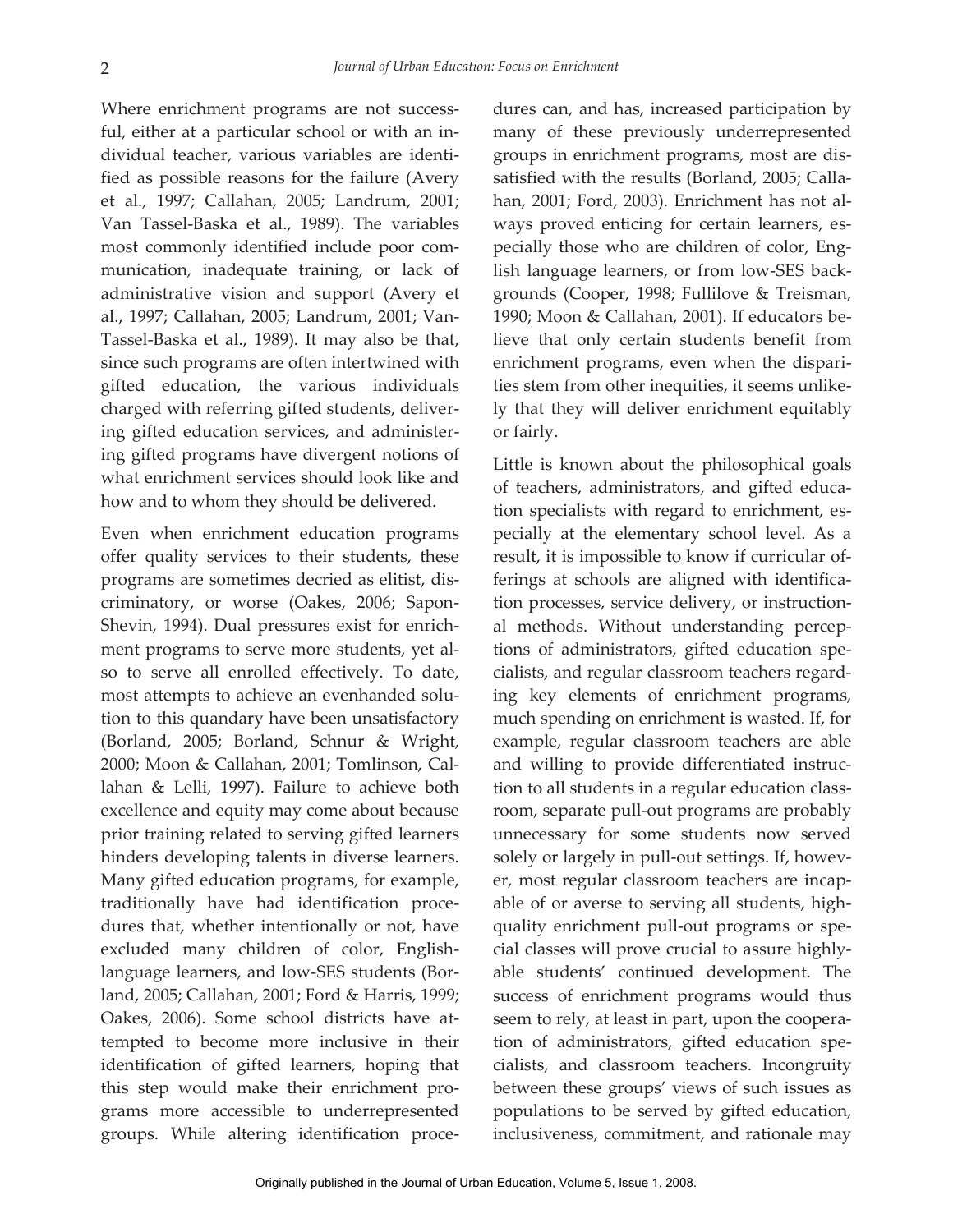Where enrichment programs are not successful, either at a particular school or with an individual teacher, various variables are identified as possible reasons for the failure (Avery et al., 1997; Callahan, 2005; Landrum, 2001; Van Tassel-Baska et al., 1989). The variables most commonly identified include poor communication, inadequate training, or lack of administrative vision and support (Avery et al., 1997; Callahan, 2005; Landrum, 2001; VanTassel-Baska et al., 1989). It may also be that, since such programs are often intertwined with gifted education, the various individuals charged with referring gifted students, delivering gifted education services, and administering gifted programs have divergent notions of what enrichment services should look like and how and to whom they should be delivered.

Even when enrichment education programs offer quality services to their students, these programs are sometimes decried as elitist, discriminatory, or worse (Oakes, 2006; Sapon-Shevin, 1994). Dual pressures exist for enrichment programs to serve more students, yet also to serve all enrolled effectively. To date, most attempts to achieve an evenhanded solution to this quandary have been unsatisfactory (Borland, 2005; Borland, Schnur & Wright, 2000; Moon & Callahan, 2001; Tomlinson, Callahan & Lelli, 1997). Failure to achieve both excellence and equity may come about because prior training related to serving gifted learners hinders developing talents in diverse learners. Many gifted education programs, for example, traditionally have had identification procedures that, whether intentionally or not, have excluded many children of color, English-language learners, and low-SES students (Borland, 2005; Callahan, 2001; Ford & Harris, 1999; Oakes, 2006). Some school districts have attempted to become more inclusive in their identification of gifted learners, hoping that this step would make their enrichment programs more accessible to underrepresented groups. While altering identification procedures can, and has, increased participation by many of these previously underrepresented groups in enrichment programs, most are dissatisfied with the results (Borland, 2005; Callahan, 2001; Ford, 2003). Enrichment has not always proved enticing for certain learners, especially those who are children of color, English language learners, or from low-SES backgrounds (Cooper, 1998; Fullilove & Treisman, 1990; Moon & Callahan, 2001). If educators believe that only certain students benefit from enrichment programs, even when the disparities stem from other inequities, it seems unlikely that they will deliver enrichment equitably or fairly.

Little is known about the philosophical goals of teachers, administrators, and gifted education specialists with regard to enrichment, especially at the elementary school level. As a result, it is impossible to know if curricular offerings at schools are aligned with identification processes, service delivery, or instructional methods. Without understanding perceptions of administrators, gifted education specialists, and regular classroom teachers regarding key elements of enrichment programs, much spending on enrichment is wasted. If, for example, regular classroom teachers are able and willing to provide differentiated instruction to all students in a regular education classroom, separate pull-out programs are probably unnecessary for some students now served solely or largely in pull-out settings. If, however, most regular classroom teachers are incapable of or averse to serving all students, high-quality enrichment pull-out programs or special classes will prove crucial to assure highly-able students' continued development. The success of enrichment programs would thus seem to rely, at least in part, upon the cooperation of administrators, gifted education specialists, and classroom teachers. Incongruity between these groups' views of such issues as populations to be served by gifted education, inclusiveness, commitment, and rationale may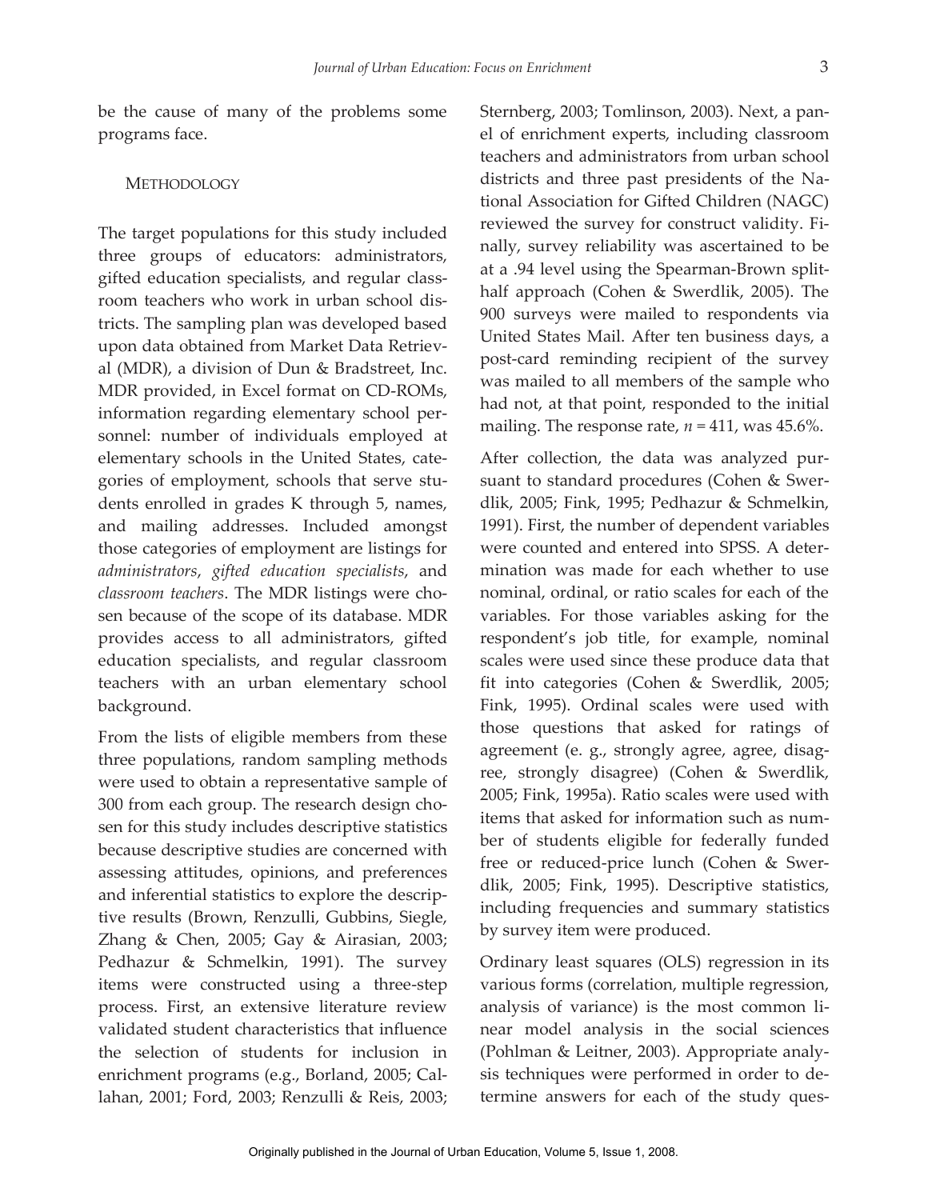be the cause of many of the problems some programs face.

## Methodology

The target populations for this study included three groups of educators: administrators, gifted education specialists, and regular classroom teachers who work in urban school districts. The sampling plan was developed based upon data obtained from Market Data Retrieval (MDR), a division of Dun & Bradstreet, Inc. MDR provided, in Excel format on CD-ROMs, information regarding elementary school personnel: number of individuals employed at elementary schools in the United States, categories of employment, schools that serve students enrolled in grades K through 5, names, and mailing addresses. Included amongst those categories of employment are listings for *administrators*, *gifted education specialists*, and *classroom teachers*. The MDR listings were chosen because of the scope of its database. MDR provides access to all administrators, gifted education specialists, and regular classroom teachers with an urban elementary school background.

From the lists of eligible members from these three populations, random sampling methods were used to obtain a representative sample of 300 from each group. The research design chosen for this study includes descriptive statistics because descriptive studies are concerned with assessing attitudes, opinions, and preferences and inferential statistics to explore the descriptive results (Brown, Renzulli, Gubbins, Siegle, Zhang & Chen, 2005; Gay & Airasian, 2003; Pedhazur & Schmelkin, 1991). The survey items were constructed using a three-step process. First, an extensive literature review validated student characteristics that influence the selection of students for inclusion in enrichment programs (e.g., Borland, 2005; Callahan, 2001; Ford, 2003; Renzulli & Reis, 2003; Sternberg, 2003; Tomlinson, 2003). Next, a panel of enrichment experts, including classroom teachers and administrators from urban school districts and three past presidents of the National Association for Gifted Children (NAGC) reviewed the survey for construct validity. Finally, survey reliability was ascertained to be at a .94 level using the Spearman-Brown split-half approach (Cohen & Swerdlik, 2005). The 900 surveys were mailed to respondents via United States Mail. After ten business days, a post-card reminding recipient of the survey was mailed to all members of the sample who had not, at that point, responded to the initial mailing. The response rate, $n = 411$, was 45.6%.

After collection, the data was analyzed pursuant to standard procedures (Cohen & Swerdlik, 2005; Fink, 1995; Pedhazur & Schmelkin, 1991). First, the number of dependent variables were counted and entered into SPSS. A determination was made for each whether to use nominal, ordinal, or ratio scales for each of the variables. For those variables asking for the respondent's job title, for example, nominal scales were used since these produce data that fit into categories (Cohen & Swerdlik, 2005; Fink, 1995). Ordinal scales were used with those questions that asked for ratings of agreement (e. g., strongly agree, agree, disagree, strongly disagree) (Cohen & Swerdlik, 2005; Fink, 1995a). Ratio scales were used with items that asked for information such as number of students eligible for federally funded free or reduced-price lunch (Cohen & Swerdlik, 2005; Fink, 1995). Descriptive statistics, including frequencies and summary statistics by survey item were produced.

Ordinary least squares (OLS) regression in its various forms (correlation, multiple regression, analysis of variance) is the most common linear model analysis in the social sciences (Pohlman & Leitner, 2003). Appropriate analysis techniques were performed in order to determine answers for each of the study ques-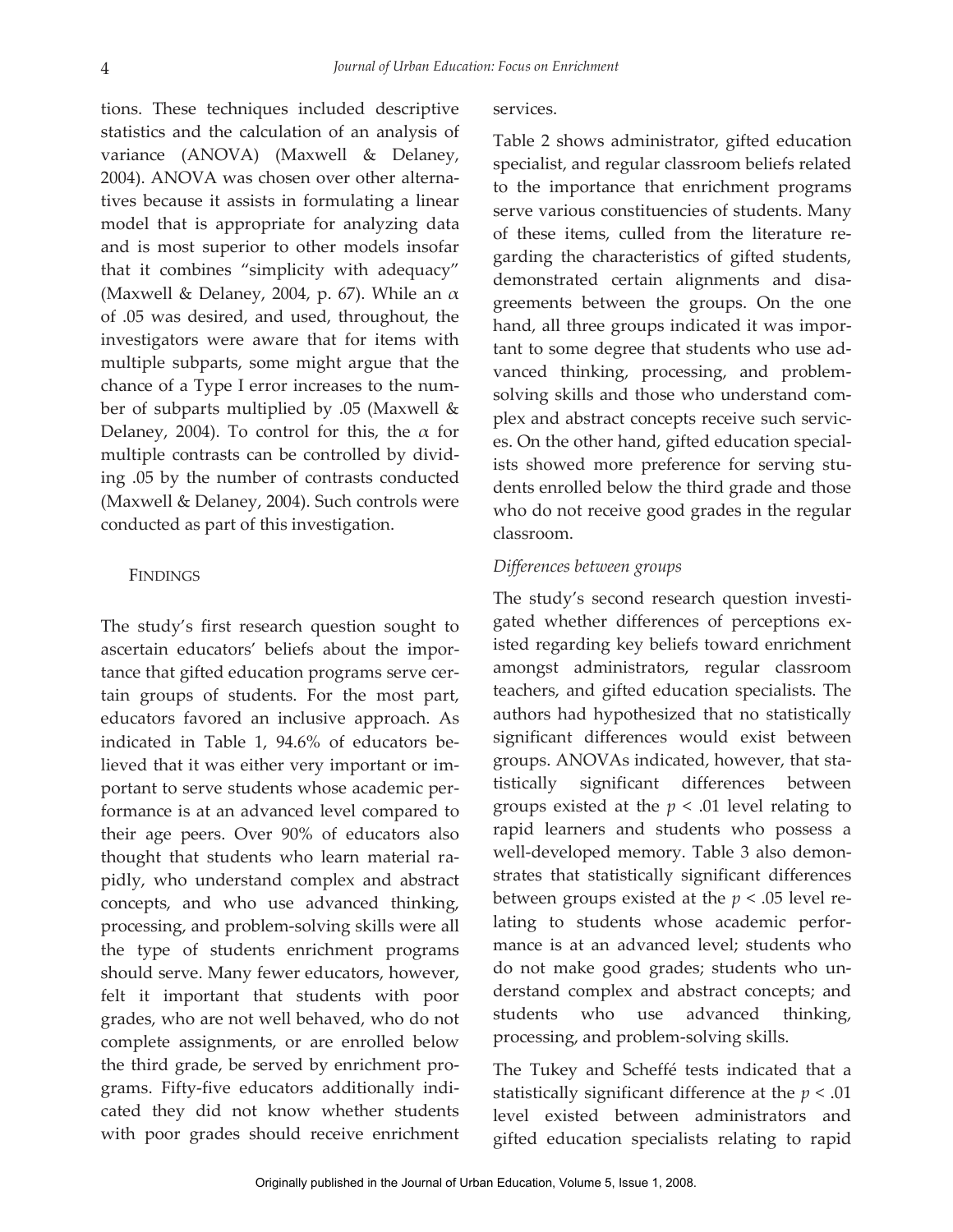tions. These techniques included descriptive statistics and the calculation of an analysis of variance (ANOVA) (Maxwell & Delaney, 2004). ANOVA was chosen over other alternatives because it assists in formulating a linear model that is appropriate for analyzing data and is most superior to other models insofar that it combines "simplicity with adequacy" (Maxwell & Delaney, 2004, p. 67). While an $\alpha$ of .05 was desired, and used, throughout, the investigators were aware that for items with multiple subparts, some might argue that the chance of a Type I error increases to the number of subparts multiplied by .05 (Maxwell & Delaney, 2004). To control for this, the $\alpha$ for multiple contrasts can be controlled by dividing .05 by the number of contrasts conducted (Maxwell & Delaney, 2004). Such controls were conducted as part of this investigation.

## FINDINGS

The study's first research question sought to ascertain educators' beliefs about the importance that gifted education programs serve certain groups of students. For the most part, educators favored an inclusive approach. As indicated in Table 1, 94.6% of educators believed that it was either very important or important to serve students whose academic performance is at an advanced level compared to their age peers. Over 90% of educators also thought that students who learn material rapidly, who understand complex and abstract concepts, and who use advanced thinking, processing, and problem-solving skills were all the type of students enrichment programs should serve. Many fewer educators, however, felt it important that students with poor grades, who are not well behaved, who do not complete assignments, or are enrolled below the third grade, be served by enrichment programs. Fifty-five educators additionally indicated they did not know whether students with poor grades should receive enrichment services.

Table 2 shows administrator, gifted education specialist, and regular classroom beliefs related to the importance that enrichment programs serve various constituencies of students. Many of these items, culled from the literature regarding the characteristics of gifted students, demonstrated certain alignments and disagreements between the groups. On the one hand, all three groups indicated it was important to some degree that students who use advanced thinking, processing, and problem-solving skills and those who understand complex and abstract concepts receive such services. On the other hand, gifted education specialists showed more preference for serving students enrolled below the third grade and those who do not receive good grades in the regular classroom.

### *Differences between groups*

The study's second research question investigated whether differences of perceptions existed regarding key beliefs toward enrichment amongst administrators, regular classroom teachers, and gifted education specialists. The authors had hypothesized that no statistically significant differences would exist between groups. ANOVAs indicated, however, that statistically significant differences between groups existed at the $p < .01$ level relating to rapid learners and students who possess a well-developed memory. Table 3 also demonstrates that statistically significant differences between groups existed at the $p < .05$ level relating to students whose academic performance is at an advanced level; students who do not make good grades; students who understand complex and abstract concepts; and students who use advanced thinking, processing, and problem-solving skills.

The Tukey and Scheffé tests indicated that a statistically significant difference at the $p < .01$ level existed between administrators and gifted education specialists relating to rapid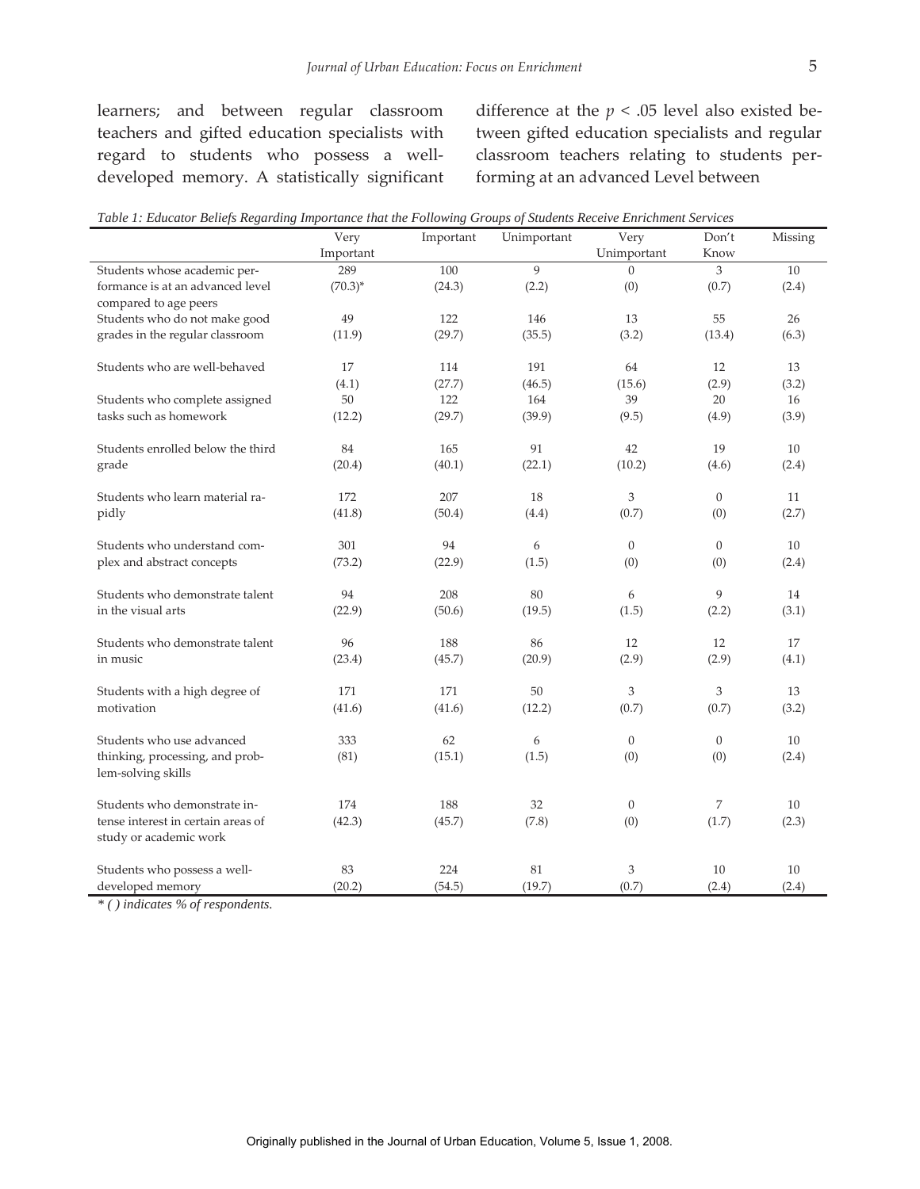learners; and between regular classroom teachers and gifted education specialists with regard to students who possess a well-developed memory. A statistically significant difference at the $p < .05$ level also existed between gifted education specialists and regular classroom teachers relating to students performing at an advanced Level between

*Table 1: Educator Beliefs Regarding Importance that the Following Groups of Students Receive Enrichment Services*

| | Very Important | Important | Unimportant | Very Unimportant | Don't Know | Missing |
|---|---|---|---|---|---|---|
| Students whose academic performance is at an advanced level compared to age peers | 289 (70.3)* | 100 (24.3) | 9 (2.2) | 0 (0) | 3 (0.7) | 10 (2.4) |
| Students who do not make good grades in the regular classroom | 49 (11.9) | 122 (29.7) | 146 (35.5) | 13 (3.2) | 55 (13.4) | 26 (6.3) |
| Students who are well-behaved | 17 (4.1) | 114 (27.7) | 191 (46.5) | 64 (15.6) | 12 (2.9) | 13 (3.2) |
| Students who complete assigned tasks such as homework | 50 (12.2) | 122 (29.7) | 164 (39.9) | 39 (9.5) | 20 (4.9) | 16 (3.9) |
| Students enrolled below the third grade | 84 (20.4) | 165 (40.1) | 91 (22.1) | 42 (10.2) | 19 (4.6) | 10 (2.4) |
| Students who learn material rapidly | 172 (41.8) | 207 (50.4) | 18 (4.4) | 3 (0.7) | 0 (0) | 11 (2.7) |
| Students who understand complex and abstract concepts | 301 (73.2) | 94 (22.9) | 6 (1.5) | 0 (0) | 0 (0) | 10 (2.4) |
| Students who demonstrate talent in the visual arts | 94 (22.9) | 208 (50.6) | 80 (19.5) | 6 (1.5) | 9 (2.2) | 14 (3.1) |
| Students who demonstrate talent in music | 96 (23.4) | 188 (45.7) | 86 (20.9) | 12 (2.9) | 12 (2.9) | 17 (4.1) |
| Students with a high degree of motivation | 171 (41.6) | 171 (41.6) | 50 (12.2) | 3 (0.7) | 3 (0.7) | 13 (3.2) |
| Students who use advanced thinking, processing, and problem-solving skills | 333 (81) | 62 (15.1) | 6 (1.5) | 0 (0) | 0 (0) | 10 (2.4) |
| Students who demonstrate intense interest in certain areas of study or academic work | 174 (42.3) | 188 (45.7) | 32 (7.8) | 0 (0) | 7 (1.7) | 10 (2.3) |
| Students who possess a well-developed memory | 83 (20.2) | 224 (54.5) | 81 (19.7) | 3 (0.7) | 10 (2.4) | 10 (2.4) |

*\* ( ) indicates % of respondents.*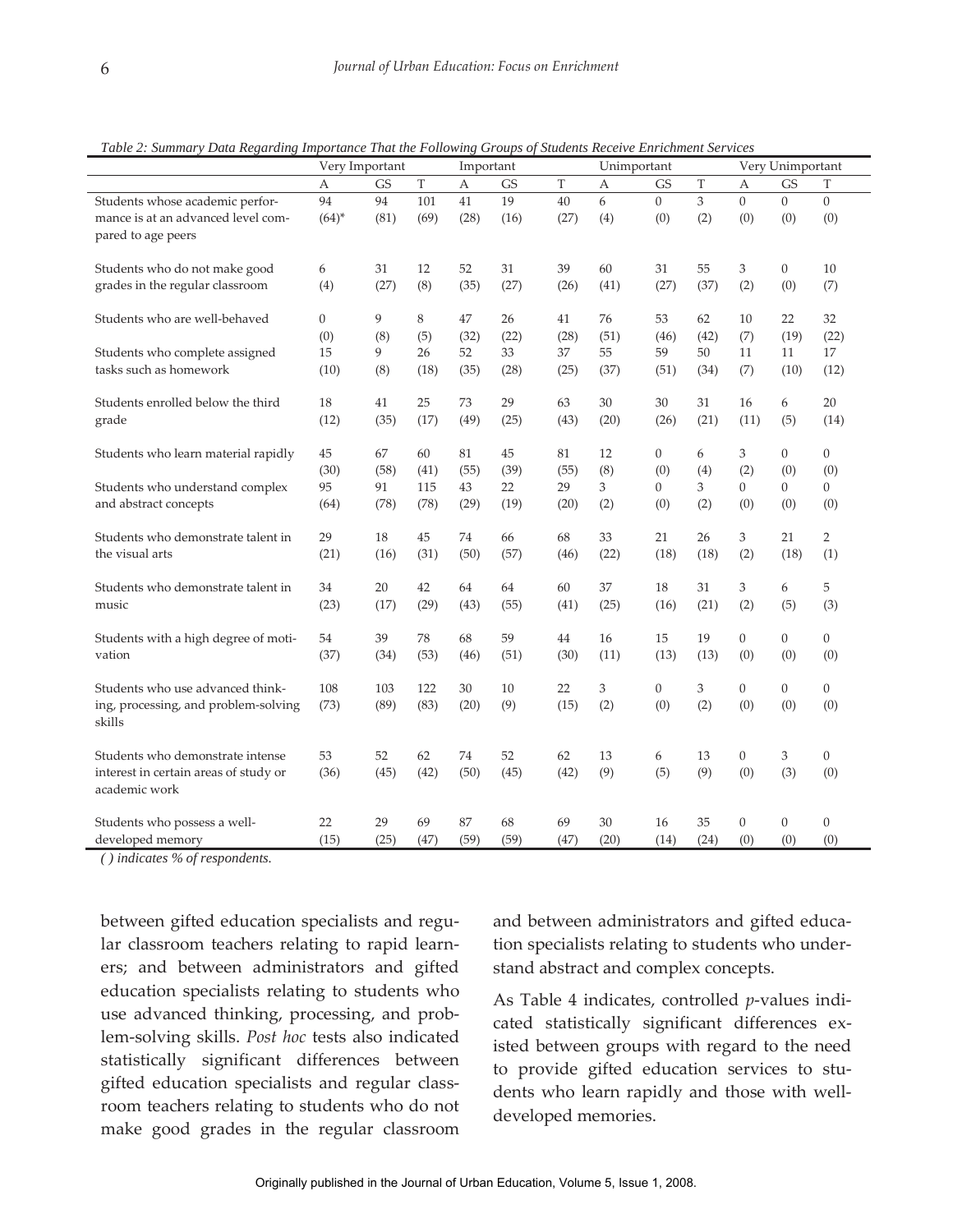*Table 2: Summary Data Regarding Importance That the Following Groups of Students Receive Enrichment Services*

| | Very Important | | | Important | | | Unimportant | | | Very Unimportant | | |
|---|---|---|---|---|---|---|---|---|---|---|---|---|
| | A | GS | T | A | GS | T | A | GS | T | A | GS | T |
| Students whose academic performance is at an advanced level compared to age peers | 94 (64)* | 94 (81) | 101 (69) | 41 (28) | 19 (16) | 40 (27) | 6 (4) | 0 (0) | 3 (2) | 0 (0) | 0 (0) | 0 (0) |
| Students who do not make good grades in the regular classroom | 6 (4) | 31 (27) | 12 (8) | 52 (35) | 31 (27) | 39 (26) | 60 (41) | 31 (27) | 55 (37) | 3 (2) | 0 (0) | 10 (7) |
| Students who are well-behaved | 0 (0) | 9 (8) | 8 (5) | 47 (32) | 26 (22) | 41 (28) | 76 (51) | 53 (46) | 62 (42) | 10 (7) | 22 (19) | 32 (22) |
| Students who complete assigned tasks such as homework | 15 (10) | 9 (8) | 26 (18) | 52 (35) | 33 (28) | 37 (25) | 55 (37) | 59 (51) | 50 (34) | 11 (7) | 11 (10) | 17 (12) |
| Students enrolled below the third grade | 18 (12) | 41 (35) | 25 (17) | 73 (49) | 29 (25) | 63 (43) | 30 (20) | 30 (26) | 31 (21) | 16 (11) | 6 (5) | 20 (14) |
| Students who learn material rapidly | 45 (30) | 67 (58) | 60 (41) | 81 (55) | 45 (39) | 81 (55) | 12 (8) | 0 (0) | 6 (4) | 3 (2) | 0 (0) | 0 (0) |
| Students who understand complex and abstract concepts | 95 (64) | 91 (78) | 115 (78) | 43 (29) | 22 (19) | 29 (20) | 3 (2) | 0 (0) | 3 (2) | 0 (0) | 0 (0) | 0 (0) |
| Students who demonstrate talent in the visual arts | 29 (21) | 18 (16) | 45 (31) | 74 (50) | 66 (57) | 68 (46) | 33 (22) | 21 (18) | 26 (18) | 3 (2) | 21 (18) | 2 (1) |
| Students who demonstrate talent in music | 34 (23) | 20 (17) | 42 (29) | 64 (43) | 64 (55) | 60 (41) | 37 (25) | 18 (16) | 31 (21) | 3 (2) | 6 (5) | 5 (3) |
| Students with a high degree of motivation | 54 (37) | 39 (34) | 78 (53) | 68 (46) | 59 (51) | 44 (30) | 16 (11) | 15 (13) | 19 (13) | 0 (0) | 0 (0) | 0 (0) |
| Students who use advanced thinking, processing, and problem-solving skills | 108 (73) | 103 (89) | 122 (83) | 30 (20) | 10 (9) | 22 (15) | 3 (2) | 0 (0) | 3 (2) | 0 (0) | 0 (0) | 0 (0) |
| Students who demonstrate intense interest in certain areas of study or academic work | 53 (36) | 52 (45) | 62 (42) | 74 (50) | 52 (45) | 62 (42) | 13 (9) | 6 (5) | 13 (9) | 0 (0) | 3 (3) | 0 (0) |
| Students who possess a well-developed memory | 22 (15) | 29 (25) | 69 (47) | 87 (59) | 68 (59) | 69 (47) | 30 (20) | 16 (14) | 35 (24) | 0 (0) | 0 (0) | 0 (0) |

*( ) indicates % of respondents.*

between gifted education specialists and regular classroom teachers relating to rapid learners; and between administrators and gifted education specialists relating to students who use advanced thinking, processing, and problem-solving skills. *Post hoc* tests also indicated statistically significant differences between gifted education specialists and regular classroom teachers relating to students who do not make good grades in the regular classroom and between administrators and gifted education specialists relating to students who understand abstract and complex concepts.

As Table 4 indicates, controlled $p$-values indicated statistically significant differences existed between groups with regard to the need to provide gifted education services to students who learn rapidly and those with well-developed memories.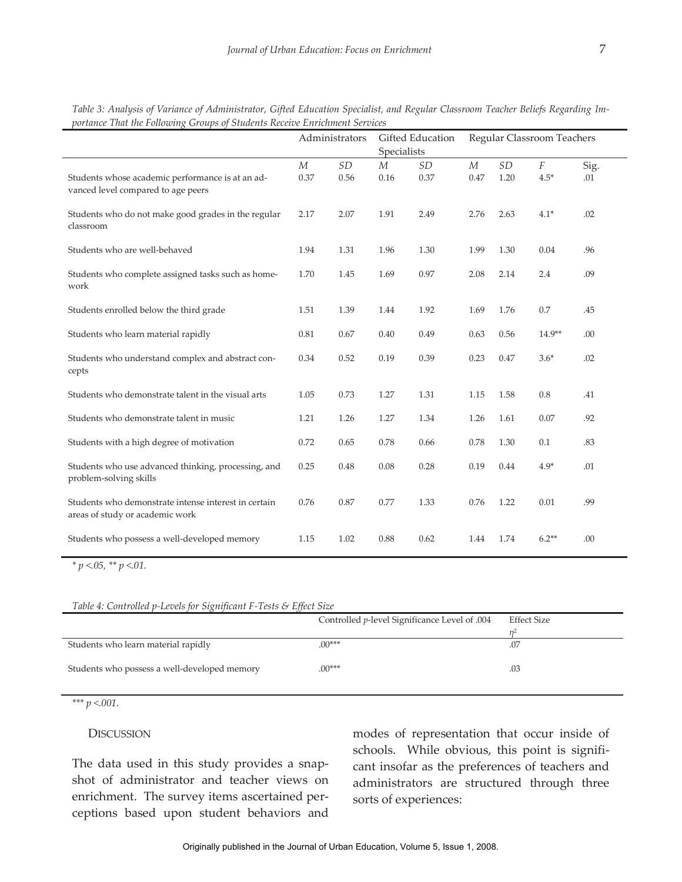*Table 3: Analysis of Variance of Administrator, Gifted Education Specialist, and Regular Classroom Teacher Beliefs Regarding Importance That the Following Groups of Students Receive Enrichment Services*

| | Administrators | | Gifted Education Specialists | | Regular Classroom Teachers | | | |
|---|---|---|---|---|---|---|---|---|
| | *M* | *SD* | *M* | *SD* | *M* | *SD* | *F* | Sig. |
| Students whose academic performance is at an advanced level compared to age peers | 0.37 | 0.56 | 0.16 | 0.37 | 0.47 | 1.20 | 4.5* | .01 |
| Students who do not make good grades in the regular classroom | 2.17 | 2.07 | 1.91 | 2.49 | 2.76 | 2.63 | 4.1* | .02 |
| Students who are well-behaved | 1.94 | 1.31 | 1.96 | 1.30 | 1.99 | 1.30 | 0.04 | .96 |
| Students who complete assigned tasks such as homework | 1.70 | 1.45 | 1.69 | 0.97 | 2.08 | 2.14 | 2.4 | .09 |
| Students enrolled below the third grade | 1.51 | 1.39 | 1.44 | 1.92 | 1.69 | 1.76 | 0.7 | .45 |
| Students who learn material rapidly | 0.81 | 0.67 | 0.40 | 0.49 | 0.63 | 0.56 | 14.9** | .00 |
| Students who understand complex and abstract concepts | 0.34 | 0.52 | 0.19 | 0.39 | 0.23 | 0.47 | 3.6* | .02 |
| Students who demonstrate talent in the visual arts | 1.05 | 0.73 | 1.27 | 1.31 | 1.15 | 1.58 | 0.8 | .41 |
| Students who demonstrate talent in music | 1.21 | 1.26 | 1.27 | 1.34 | 1.26 | 1.61 | 0.07 | .92 |
| Students with a high degree of motivation | 0.72 | 0.65 | 0.78 | 0.66 | 0.78 | 1.30 | 0.1 | .83 |
| Students who use advanced thinking, processing, and problem-solving skills | 0.25 | 0.48 | 0.08 | 0.28 | 0.19 | 0.44 | 4.9* | .01 |
| Students who demonstrate intense interest in certain areas of study or academic work | 0.76 | 0.87 | 0.77 | 1.33 | 0.76 | 1.22 | 0.01 | .99 |
| Students who possess a well-developed memory | 1.15 | 1.02 | 0.88 | 0.62 | 1.44 | 1.74 | 6.2** | .00 |

* $p < .05$, ** $p < .01$.

*Table 4: Controlled p-Levels for Significant F-Tests & Effect Size*

| | Controlled *p*-level Significance Level of .004 | Effect Size $\eta^2$ |
|---|---|---|
| Students who learn material rapidly | .00*** | .07 |
| Students who possess a well-developed memory | .00*** | .03 |

*** $p < .001$.

## Discussion

The data used in this study provides a snapshot of administrator and teacher views on enrichment. The survey items ascertained perceptions based upon student behaviors and modes of representation that occur inside of schools. While obvious, this point is significant insofar as the preferences of teachers and administrators are structured through three sorts of experiences: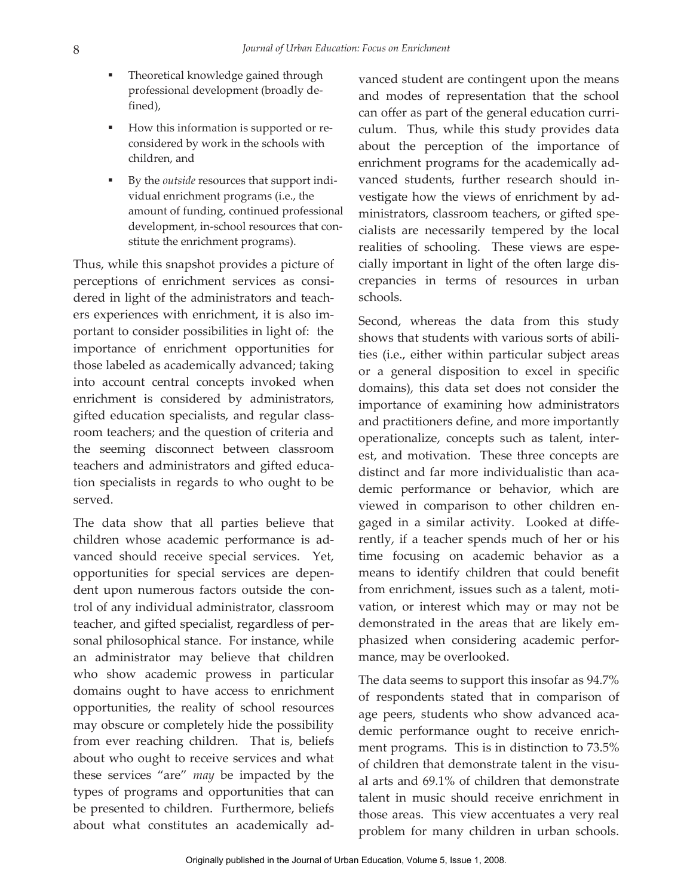- Theoretical knowledge gained through professional development (broadly defined),
- How this information is supported or reconsidered by work in the schools with children, and
- By the *outside* resources that support individual enrichment programs (i.e., the amount of funding, continued professional development, in-school resources that constitute the enrichment programs).

Thus, while this snapshot provides a picture of perceptions of enrichment services as considered in light of the administrators and teachers experiences with enrichment, it is also important to consider possibilities in light of: the importance of enrichment opportunities for those labeled as academically advanced; taking into account central concepts invoked when enrichment is considered by administrators, gifted education specialists, and regular classroom teachers; and the question of criteria and the seeming disconnect between classroom teachers and administrators and gifted education specialists in regards to who ought to be served.

The data show that all parties believe that children whose academic performance is advanced should receive special services. Yet, opportunities for special services are dependent upon numerous factors outside the control of any individual administrator, classroom teacher, and gifted specialist, regardless of personal philosophical stance. For instance, while an administrator may believe that children who show academic prowess in particular domains ought to have access to enrichment opportunities, the reality of school resources may obscure or completely hide the possibility from ever reaching children. That is, beliefs about who ought to receive services and what these services "are" *may* be impacted by the types of programs and opportunities that can be presented to children. Furthermore, beliefs about what constitutes an academically advanced student are contingent upon the means and modes of representation that the school can offer as part of the general education curriculum. Thus, while this study provides data about the perception of the importance of enrichment programs for the academically advanced students, further research should investigate how the views of enrichment by administrators, classroom teachers, or gifted specialists are necessarily tempered by the local realities of schooling. These views are especially important in light of the often large discrepancies in terms of resources in urban schools.

Second, whereas the data from this study shows that students with various sorts of abilities (i.e., either within particular subject areas or a general disposition to excel in specific domains), this data set does not consider the importance of examining how administrators and practitioners define, and more importantly operationalize, concepts such as talent, interest, and motivation. These three concepts are distinct and far more individualistic than academic performance or behavior, which are viewed in comparison to other children engaged in a similar activity. Looked at differently, if a teacher spends much of her or his time focusing on academic behavior as a means to identify children that could benefit from enrichment, issues such as a talent, motivation, or interest which may or may not be demonstrated in the areas that are likely emphasized when considering academic performance, may be overlooked.

The data seems to support this insofar as 94.7% of respondents stated that in comparison of age peers, students who show advanced academic performance ought to receive enrichment programs. This is in distinction to 73.5% of children that demonstrate talent in the visual arts and 69.1% of children that demonstrate talent in music should receive enrichment in those areas. This view accentuates a very real problem for many children in urban schools.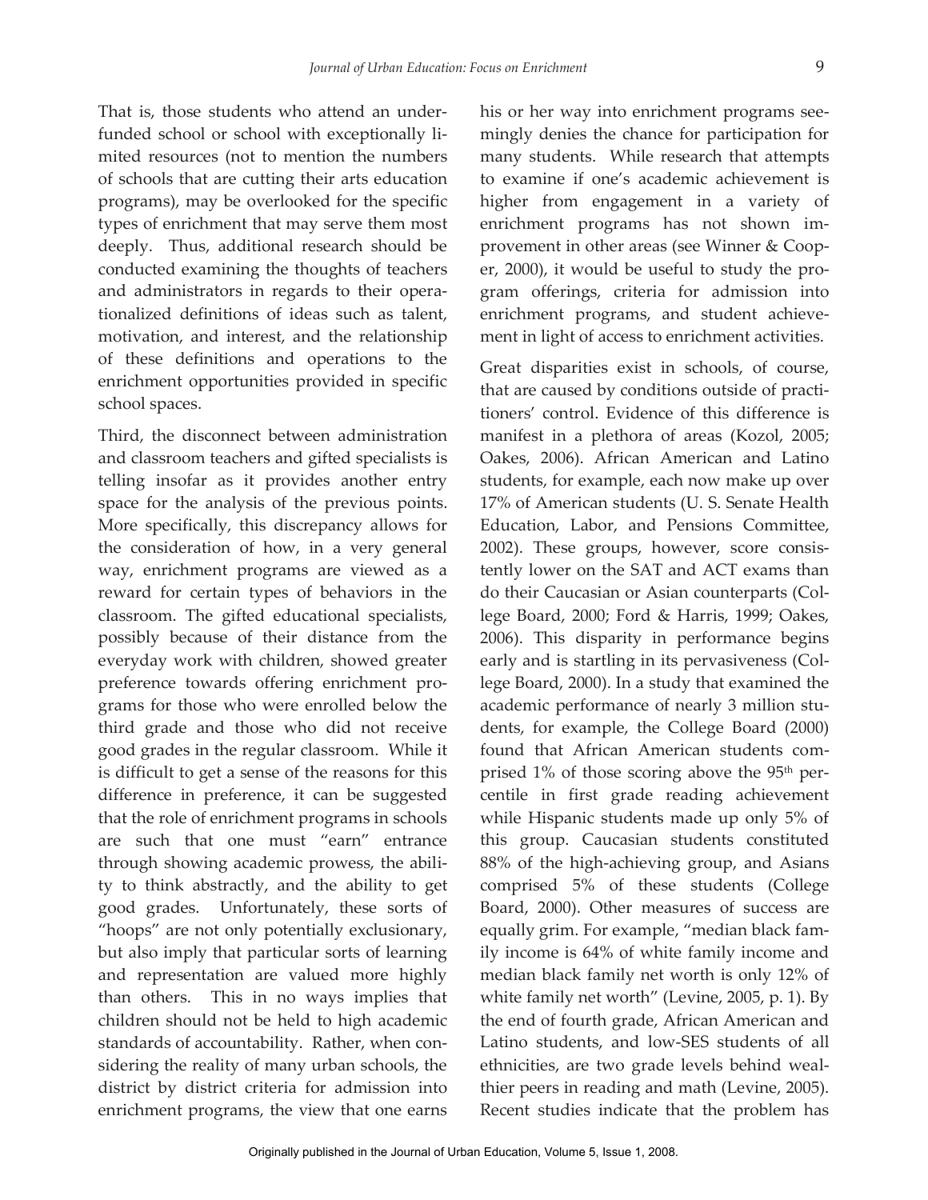That is, those students who attend an underfunded school or school with exceptionally limited resources (not to mention the numbers of schools that are cutting their arts education programs), may be overlooked for the specific types of enrichment that may serve them most deeply. Thus, additional research should be conducted examining the thoughts of teachers and administrators in regards to their operationalized definitions of ideas such as talent, motivation, and interest, and the relationship of these definitions and operations to the enrichment opportunities provided in specific school spaces.

Third, the disconnect between administration and classroom teachers and gifted specialists is telling insofar as it provides another entry space for the analysis of the previous points. More specifically, this discrepancy allows for the consideration of how, in a very general way, enrichment programs are viewed as a reward for certain types of behaviors in the classroom. The gifted educational specialists, possibly because of their distance from the everyday work with children, showed greater preference towards offering enrichment programs for those who were enrolled below the third grade and those who did not receive good grades in the regular classroom. While it is difficult to get a sense of the reasons for this difference in preference, it can be suggested that the role of enrichment programs in schools are such that one must "earn" entrance through showing academic prowess, the ability to think abstractly, and the ability to get good grades. Unfortunately, these sorts of "hoops" are not only potentially exclusionary, but also imply that particular sorts of learning and representation are valued more highly than others. This in no ways implies that children should not be held to high academic standards of accountability. Rather, when considering the reality of many urban schools, the district by district criteria for admission into enrichment programs, the view that one earns his or her way into enrichment programs seemingly denies the chance for participation for many students. While research that attempts to examine if one's academic achievement is higher from engagement in a variety of enrichment programs has not shown improvement in other areas (see Winner & Cooper, 2000), it would be useful to study the program offerings, criteria for admission into enrichment programs, and student achievement in light of access to enrichment activities.

Great disparities exist in schools, of course, that are caused by conditions outside of practitioners' control. Evidence of this difference is manifest in a plethora of areas (Kozol, 2005; Oakes, 2006). African American and Latino students, for example, each now make up over 17% of American students (U. S. Senate Health Education, Labor, and Pensions Committee, 2002). These groups, however, score consistently lower on the SAT and ACT exams than do their Caucasian or Asian counterparts (College Board, 2000; Ford & Harris, 1999; Oakes, 2006). This disparity in performance begins early and is startling in its pervasiveness (College Board, 2000). In a study that examined the academic performance of nearly 3 million students, for example, the College Board (2000) found that African American students comprised 1% of those scoring above the 95th percentile in first grade reading achievement while Hispanic students made up only 5% of this group. Caucasian students constituted 88% of the high-achieving group, and Asians comprised 5% of these students (College Board, 2000). Other measures of success are equally grim. For example, "median black family income is 64% of white family income and median black family net worth is only 12% of white family net worth" (Levine, 2005, p. 1). By the end of fourth grade, African American and Latino students, and low-SES students of all ethnicities, are two grade levels behind wealthier peers in reading and math (Levine, 2005). Recent studies indicate that the problem has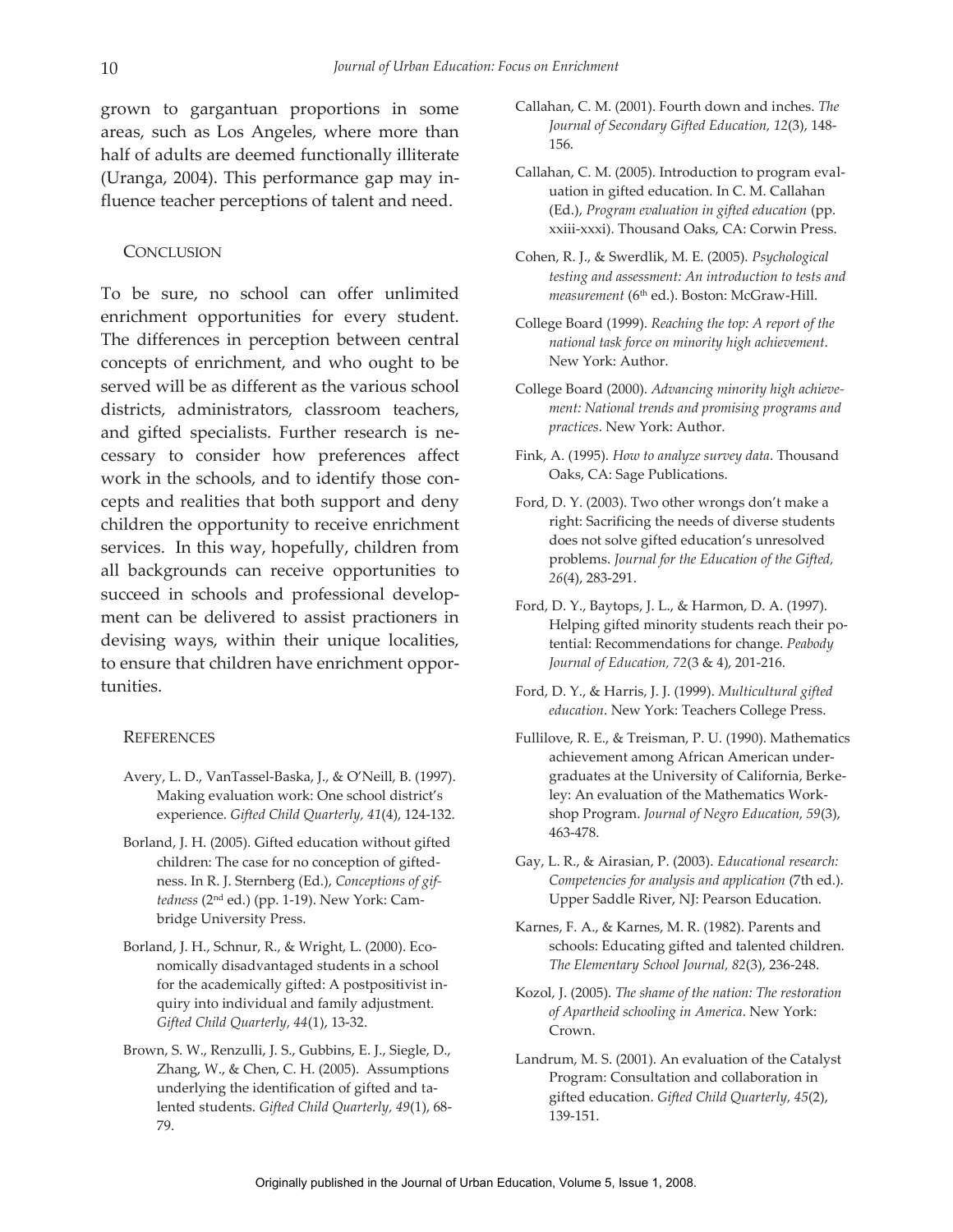grown to gargantuan proportions in some areas, such as Los Angeles, where more than half of adults are deemed functionally illiterate (Uranga, 2004). This performance gap may influence teacher perceptions of talent and need.

## Conclusion

To be sure, no school can offer unlimited enrichment opportunities for every student. The differences in perception between central concepts of enrichment, and who ought to be served will be as different as the various school districts, administrators, classroom teachers, and gifted specialists. Further research is necessary to consider how preferences affect work in the schools, and to identify those concepts and realities that both support and deny children the opportunity to receive enrichment services. In this way, hopefully, children from all backgrounds can receive opportunities to succeed in schools and professional development can be delivered to assist practioners in devising ways, within their unique localities, to ensure that children have enrichment opportunities.

## References

Avery, L. D., VanTassel-Baska, J., & O'Neill, B. (1997). Making evaluation work: One school district's experience. *Gifted Child Quarterly, 41*(4), 124-132.

Borland, J. H. (2005). Gifted education without gifted children: The case for no conception of giftedness. In R. J. Sternberg (Ed.), *Conceptions of giftedness* (2nd ed.) (pp. 1-19). New York: Cambridge University Press.

Borland, J. H., Schnur, R., & Wright, L. (2000). Economically disadvantaged students in a school for the academically gifted: A postpositivist inquiry into individual and family adjustment. *Gifted Child Quarterly, 44*(1), 13-32.

Brown, S. W., Renzulli, J. S., Gubbins, E. J., Siegle, D., Zhang, W., & Chen, C. H. (2005). Assumptions underlying the identification of gifted and talented students. *Gifted Child Quarterly, 49*(1), 68-79.

Callahan, C. M. (2001). Fourth down and inches. *The Journal of Secondary Gifted Education, 12*(3), 148-156.

Callahan, C. M. (2005). Introduction to program evaluation in gifted education. In C. M. Callahan (Ed.), *Program evaluation in gifted education* (pp. xxiii-xxxi). Thousand Oaks, CA: Corwin Press.

Cohen, R. J., & Swerdlik, M. E. (2005). *Psychological testing and assessment: An introduction to tests and measurement* (6th ed.). Boston: McGraw-Hill.

College Board (1999). *Reaching the top: A report of the national task force on minority high achievement*. New York: Author.

College Board (2000). *Advancing minority high achievement: National trends and promising programs and practices*. New York: Author.

Fink, A. (1995). *How to analyze survey data*. Thousand Oaks, CA: Sage Publications.

Ford, D. Y. (2003). Two other wrongs don't make a right: Sacrificing the needs of diverse students does not solve gifted education's unresolved problems. *Journal for the Education of the Gifted, 26*(4), 283-291.

Ford, D. Y., Baytops, J. L., & Harmon, D. A. (1997). Helping gifted minority students reach their potential: Recommendations for change. *Peabody Journal of Education, 72*(3 & 4), 201-216.

Ford, D. Y., & Harris, J. J. (1999). *Multicultural gifted education*. New York: Teachers College Press.

Fullilove, R. E., & Treisman, P. U. (1990). Mathematics achievement among African American undergraduates at the University of California, Berkeley: An evaluation of the Mathematics Workshop Program. *Journal of Negro Education, 59*(3), 463-478.

Gay, L. R., & Airasian, P. (2003). *Educational research: Competencies for analysis and application* (7th ed.). Upper Saddle River, NJ: Pearson Education.

Karnes, F. A., & Karnes, M. R. (1982). Parents and schools: Educating gifted and talented children. *The Elementary School Journal, 82*(3), 236-248.

Kozol, J. (2005). *The shame of the nation: The restoration of Apartheid schooling in America*. New York: Crown.

Landrum, M. S. (2001). An evaluation of the Catalyst Program: Consultation and collaboration in gifted education. *Gifted Child Quarterly, 45*(2), 139-151.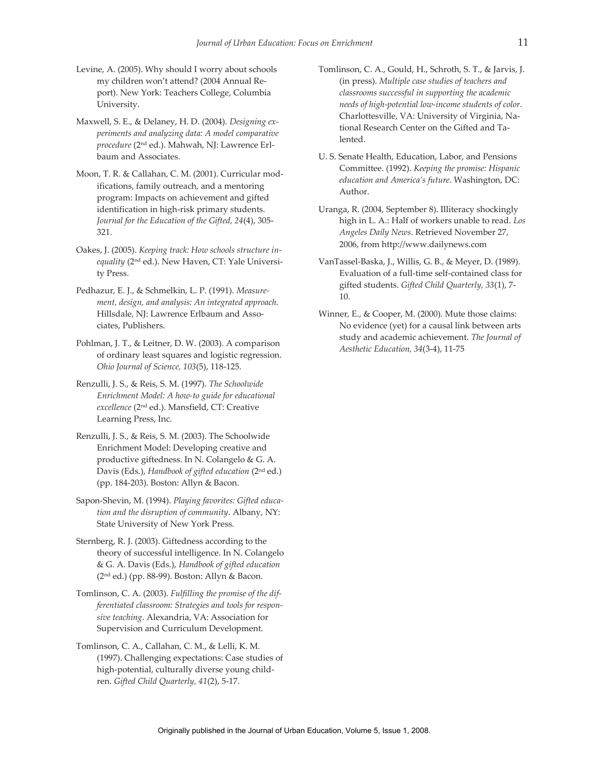Levine, A. (2005). Why should I worry about schools my children won't attend? (2004 Annual Report). New York: Teachers College, Columbia University.

Maxwell, S. E., & Delaney, H. D. (2004). *Designing experiments and analyzing data: A model comparative procedure* (2nd ed.). Mahwah, NJ: Lawrence Erlbaum and Associates.

Moon, T. R. & Callahan, C. M. (2001). Curricular modifications, family outreach, and a mentoring program: Impacts on achievement and gifted identification in high-risk primary students. *Journal for the Education of the Gifted, 24*(4), 305-321.

Oakes, J. (2005). *Keeping track: How schools structure inequality* (2nd ed.). New Haven, CT: Yale University Press.

Pedhazur, E. J., & Schmelkin, L. P. (1991). *Measurement, design, and analysis: An integrated approach*. Hillsdale, NJ: Lawrence Erlbaum and Associates, Publishers.

Pohlman, J. T., & Leitner, D. W. (2003). A comparison of ordinary least squares and logistic regression. *Ohio Journal of Science, 103*(5), 118-125.

Renzulli, J. S., & Reis, S. M. (1997). *The Schoolwide Enrichment Model: A how-to guide for educational excellence* (2nd ed.). Mansfield, CT: Creative Learning Press, Inc.

Renzulli, J. S., & Reis, S. M. (2003). The Schoolwide Enrichment Model: Developing creative and productive giftedness. In N. Colangelo & G. A. Davis (Eds.), *Handbook of gifted education* (2nd ed.) (pp. 184-203). Boston: Allyn & Bacon.

Sapon-Shevin, M. (1994). *Playing favorites: Gifted education and the disruption of community*. Albany, NY: State University of New York Press.

Sternberg, R. J. (2003). Giftedness according to the theory of successful intelligence. In N. Colangelo & G. A. Davis (Eds.), *Handbook of gifted education* (2nd ed.) (pp. 88-99). Boston: Allyn & Bacon.

Tomlinson, C. A. (2003). *Fulfilling the promise of the differentiated classroom: Strategies and tools for responsive teaching*. Alexandria, VA: Association for Supervision and Curriculum Development.

Tomlinson, C. A., Callahan, C. M., & Lelli, K. M. (1997). Challenging expectations: Case studies of high-potential, culturally diverse young children. *Gifted Child Quarterly, 41*(2), 5-17.

Tomlinson, C. A., Gould, H., Schroth, S. T., & Jarvis, J. (in press). *Multiple case studies of teachers and classrooms successful in supporting the academic needs of high-potential low-income students of color*. Charlottesville, VA: University of Virginia, National Research Center on the Gifted and Talented.

U. S. Senate Health, Education, Labor, and Pensions Committee. (1992). *Keeping the promise: Hispanic education and America's future*. Washington, DC: Author.

Uranga, R. (2004, September 8). Illiteracy shockingly high in L. A.: Half of workers unable to read. *Los Angeles Daily News*. Retrieved November 27, 2006, from http://www.dailynews.com

VanTassel-Baska, J., Willis, G. B., & Meyer, D. (1989). Evaluation of a full-time self-contained class for gifted students. *Gifted Child Quarterly, 33*(1), 7-10.

Winner, E., & Cooper, M. (2000). Mute those claims: No evidence (yet) for a causal link between arts study and academic achievement. *The Journal of Aesthetic Education, 34*(3-4), 11-75

Originally published in the Journal of Urban Education, Volume 5, Issue 1, 2008.